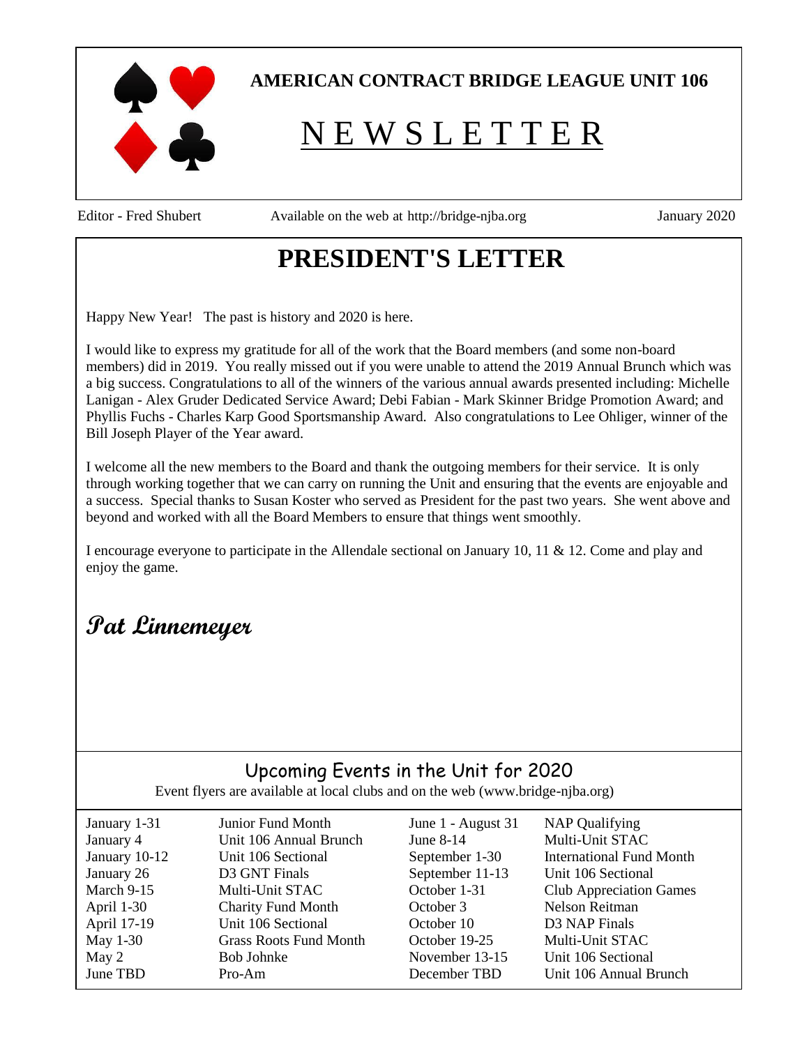**AMERICAN CONTRACT BRIDGE LEAGUE UNIT 106**

# NEWSLETTER

Editor - Fred Shubert | Available on the web at http://bridge-njba.org | January 2020

## PRESIDENT'S LETTER

Happy New Year! The past is history and 2020 is here.

I would like to express my gratitude for all of the work that the Board members (and some non-board members) did in 2019. You really missed out if you were unable to attend the 2019 Annual Brunch which was a big success. Congratulations to all of the winners of the various annual awards presented including: Michelle Lanigan - Alex Gruder Dedicated Service Award; Debi Fabian - Mark Skinner Bridge Promotion Award; and Phyllis Fuchs - Charles Karp Good Sportsmanship Award. Also congratulations to Lee Ohliger, winner of the Bill Joseph Player of the Year award.

I welcome all the new members to the Board and thank the outgoing members for their service. It is only through working together that we can carry on running the Unit and ensuring that the events are enjoyable and a success. Special thanks to Susan Koster who served as President for the past two years. She went above and beyond and worked with all the Board Members to ensure that things went smoothly.

I encourage everyone to participate in the Allendale sectional on January 10, 11 & 12. Come and play and enjoy the game.

*Pat Linnemeyer*

## Upcoming Events in the Unit for 2020

Event flyers are available at local clubs and on the web (www.bridge-njba.org)

| Date | Event |
|---|---|
| January 1-31 | Junior Fund Month |
| January 4 | Unit 106 Annual Brunch |
| January 10-12 | Unit 106 Sectional |
| January 26 | D3 GNT Finals |
| March 9-15 | Multi-Unit STAC |
| April 1-30 | Charity Fund Month |
| April 17-19 | Unit 106 Sectional |
| May 1-30 | Grass Roots Fund Month |
| May 2 | Bob Johnke |
| June TBD | Pro-Am |
| June 1 - August 31 | NAP Qualifying |
| June 8-14 | Multi-Unit STAC |
| September 1-30 | International Fund Month |
| September 11-13 | Unit 106 Sectional |
| October 1-31 | Club Appreciation Games |
| October 3 | Nelson Reitman |
| October 10 | D3 NAP Finals |
| October 19-25 | Multi-Unit STAC |
| November 13-15 | Unit 106 Sectional |
| December TBD | Unit 106 Annual Brunch |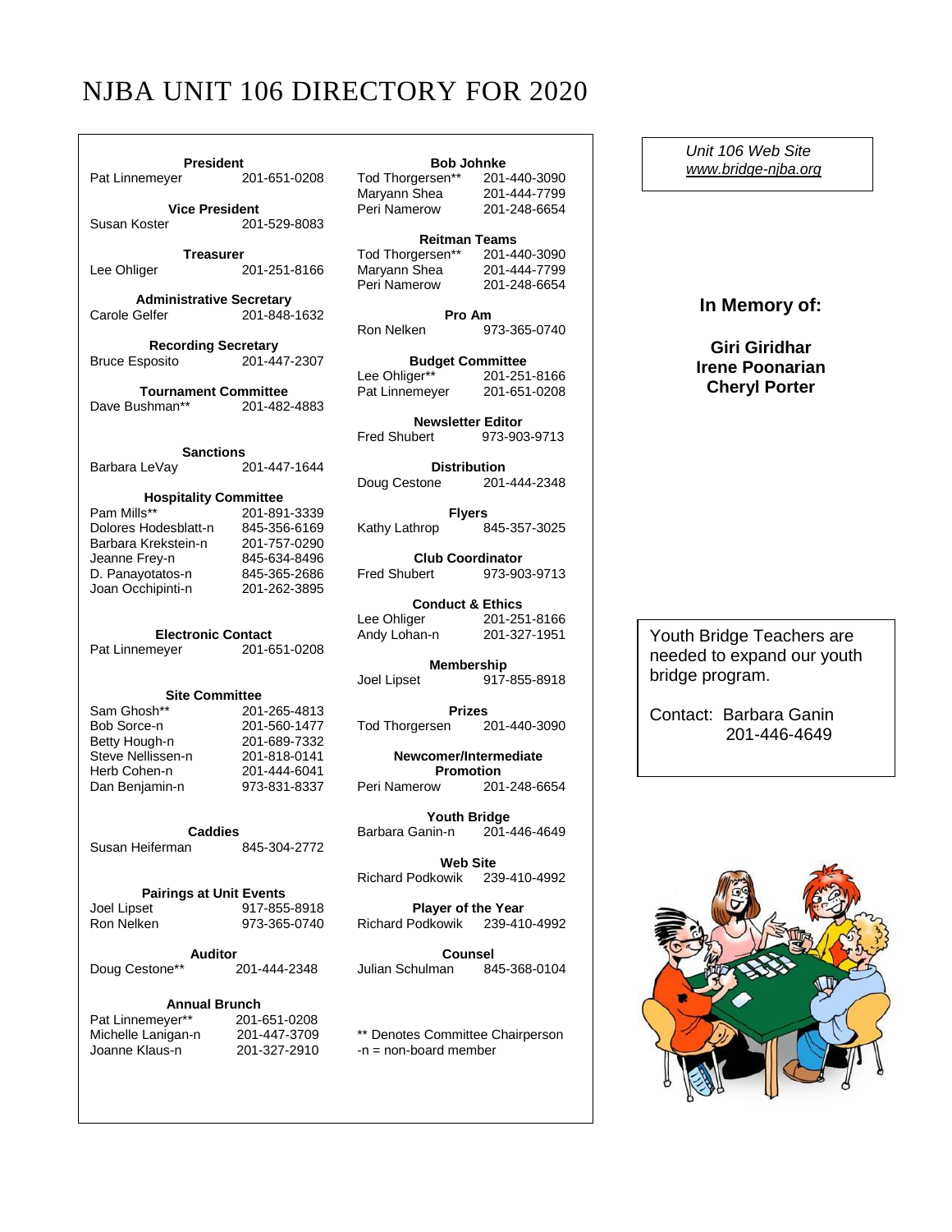# NJBA UNIT 106 DIRECTORY FOR 2020

**President**
Pat Linnemeyer 201-651-0208

**Vice President**
Susan Koster 201-529-8083

**Treasurer**
Lee Ohliger 201-251-8166

**Administrative Secretary**
Carole Gelfer 201-848-1632

**Recording Secretary**
Bruce Esposito 201-447-2307

**Tournament Committee**
Dave Bushman** 201-482-4883

**Sanctions**
Barbara LeVay 201-447-1644

**Hospitality Committee**
Pam Mills** 201-891-3339
Dolores Hodesblatt-n 845-356-6169
Barbara Krekstein-n 201-757-0290
Jeanne Frey-n 845-634-8496
D. Panayotatos-n 845-365-2686
Joan Occhipinti-n 201-262-3895

**Electronic Contact**
Pat Linnemeyer 201-651-0208

**Site Committee**
Sam Ghosh** 201-265-4813
Bob Sorce-n 201-560-1477
Betty Hough-n 201-689-7332
Steve Nellissen-n 201-818-0141
Herb Cohen-n 201-444-6041
Dan Benjamin-n 973-831-8337

**Caddies**
Susan Heiferman 845-304-2772

**Pairings at Unit Events**
Joel Lipset 917-855-8918
Ron Nelken 973-365-0740

**Auditor**
Doug Cestone** 201-444-2348

**Annual Brunch**
Pat Linnemeyer** 201-651-0208
Michelle Lanigan-n 201-447-3709
Joanne Klaus-n 201-327-2910

**Bob Johnke**
Tod Thorgersen** 201-440-3090
Maryann Shea 201-444-7799
Peri Namerow 201-248-6654

**Reitman Teams**
Tod Thorgersen** 201-440-3090
Maryann Shea 201-444-7799
Peri Namerow 201-248-6654

**Pro Am**
Ron Nelken 973-365-0740

**Budget Committee**
Lee Ohliger** 201-251-8166
Pat Linnemeyer 201-651-0208

**Newsletter Editor**
Fred Shubert 973-903-9713

**Distribution**
Doug Cestone 201-444-2348

**Flyers**
Kathy Lathrop 845-357-3025

**Club Coordinator**
Fred Shubert 973-903-9713

**Conduct & Ethics**
Lee Ohliger 201-251-8166
Andy Lohan-n 201-327-1951

**Membership**
Joel Lipset 917-855-8918

**Prizes**
Tod Thorgersen 201-440-3090

**Newcomer/Intermediate Promotion**
Peri Namerow 201-248-6654

**Youth Bridge**
Barbara Ganin-n 201-446-4649

**Web Site**
Richard Podkowik 239-410-4992

**Player of the Year**
Richard Podkowik 239-410-4992

**Counsel**
Julian Schulman 845-368-0104

** Denotes Committee Chairperson
-n = non-board member

*Unit 106 Web Site*
*www.bridge-njba.org*

## In Memory of:

**Giri Giridhar**
**Irene Poonarian**
**Cheryl Porter**

Youth Bridge Teachers are needed to expand our youth bridge program.

Contact: Barbara Ganin
201-446-4649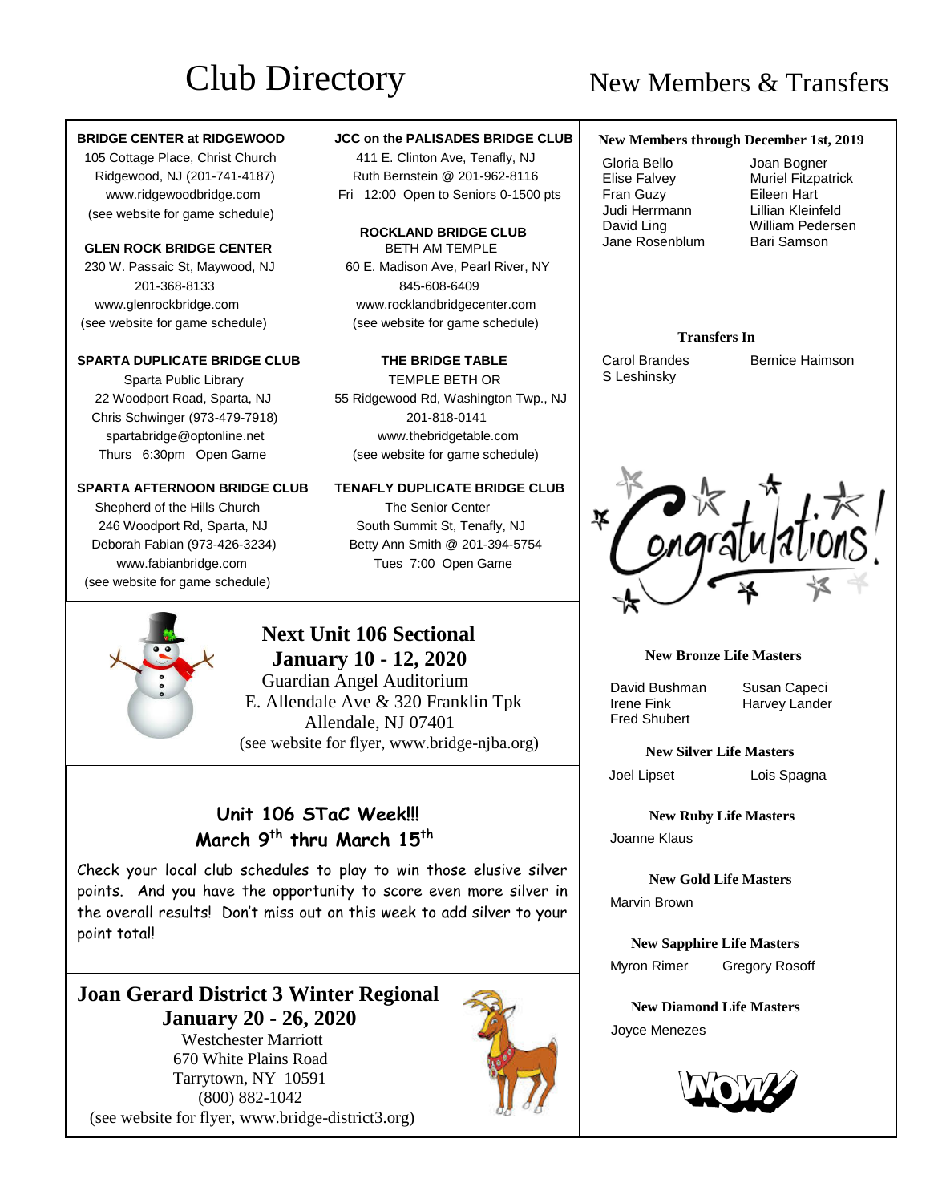# Club Directory

**BRIDGE CENTER at RIDGEWOOD**
105 Cottage Place, Christ Church
Ridgewood, NJ (201-741-4187)
www.ridgewoodbridge.com
(see website for game schedule)

**GLEN ROCK BRIDGE CENTER**
230 W. Passaic St, Maywood, NJ
201-368-8133
www.glenrockbridge.com
(see website for game schedule)

**SPARTA DUPLICATE BRIDGE CLUB**
Sparta Public Library
22 Woodport Road, Sparta, NJ
Chris Schwinger (973-479-7918)
spartabridge@optonline.net
Thurs 6:30pm Open Game

**SPARTA AFTERNOON BRIDGE CLUB**
Shepherd of the Hills Church
246 Woodport Rd, Sparta, NJ
Deborah Fabian (973-426-3234)
www.fabianbridge.com
(see website for game schedule)

**JCC on the PALISADES BRIDGE CLUB**
411 E. Clinton Ave, Tenafly, NJ
Ruth Bernstein @ 201-962-8116
Fri 12:00 Open to Seniors 0-1500 pts

**ROCKLAND BRIDGE CLUB**
BETH AM TEMPLE
60 E. Madison Ave, Pearl River, NY
845-608-6409
www.rocklandbridgecenter.com
(see website for game schedule)

**THE BRIDGE TABLE**
TEMPLE BETH OR
55 Ridgewood Rd, Washington Twp., NJ
201-818-0141
www.thebridgetable.com
(see website for game schedule)

**TENAFLY DUPLICATE BRIDGE CLUB**
The Senior Center
South Summit St, Tenafly, NJ
Betty Ann Smith @ 201-394-5754
Tues 7:00 Open Game

## Next Unit 106 Sectional
## January 10 - 12, 2020

Guardian Angel Auditorium
E. Allendale Ave & 320 Franklin Tpk
Allendale, NJ 07401
(see website for flyer, www.bridge-njba.org)

## Unit 106 STaC Week!!!
## March 9th thru March 15th

Check your local club schedules to play to win those elusive silver points. And you have the opportunity to score even more silver in the overall results! Don't miss out on this week to add silver to your point total!

## Joan Gerard District 3 Winter Regional
## January 20 - 26, 2020

Westchester Marriott
670 White Plains Road
Tarrytown, NY 10591
(800) 882-1042
(see website for flyer, www.bridge-district3.org)

# New Members & Transfers

**New Members through December 1st, 2019**

Gloria Bello
Elise Falvey
Fran Guzy
Judi Herrmann
David Ling
Jane Rosenblum
Joan Bogner
Muriel Fitzpatrick
Eileen Hart
Lillian Kleinfeld
William Pedersen
Bari Samson

**Transfers In**

Carol Brandes
S Leshinsky
Bernice Haimson

Congratulations!

**New Bronze Life Masters**

David Bushman
Irene Fink
Fred Shubert
Susan Capeci
Harvey Lander

**New Silver Life Masters**

Joel Lipset
Lois Spagna

**New Ruby Life Masters**

Joanne Klaus

**New Gold Life Masters**

Marvin Brown

**New Sapphire Life Masters**

Myron Rimer
Gregory Rosoff

**New Diamond Life Masters**

Joyce Menezes

WOW!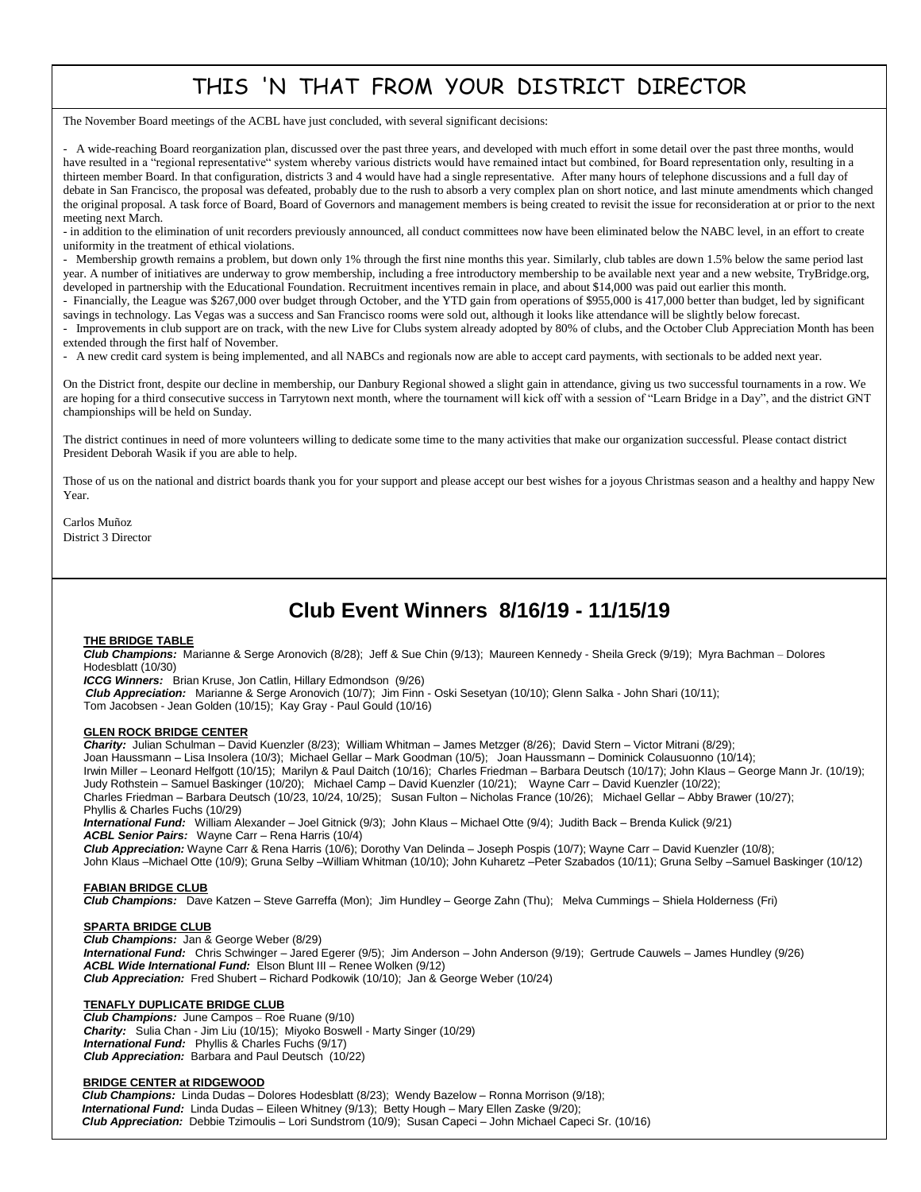# THIS 'N THAT FROM YOUR DISTRICT DIRECTOR

The November Board meetings of the ACBL have just concluded, with several significant decisions:

- A wide-reaching Board reorganization plan, discussed over the past three years, and developed with much effort in some detail over the past three months, would have resulted in a "regional representative" system whereby various districts would have remained intact but combined, for Board representation only, resulting in a thirteen member Board. In that configuration, districts 3 and 4 would have had a single representative. After many hours of telephone discussions and a full day of debate in San Francisco, the proposal was defeated, probably due to the rush to absorb a very complex plan on short notice, and last minute amendments which changed the original proposal. A task force of Board, Board of Governors and management members is being created to revisit the issue for reconsideration at or prior to the next meeting next March.
- in addition to the elimination of unit recorders previously announced, all conduct committees now have been eliminated below the NABC level, in an effort to create uniformity in the treatment of ethical violations.
- Membership growth remains a problem, but down only 1% through the first nine months this year. Similarly, club tables are down 1.5% below the same period last year. A number of initiatives are underway to grow membership, including a free introductory membership to be available next year and a new website, TryBridge.org, developed in partnership with the Educational Foundation. Recruitment incentives remain in place, and about $14,000 was paid out earlier this month.
- Financially, the League was $267,000 over budget through October, and the YTD gain from operations of $955,000 is 417,000 better than budget, led by significant savings in technology. Las Vegas was a success and San Francisco rooms were sold out, although it looks like attendance will be slightly below forecast.
- Improvements in club support are on track, with the new Live for Clubs system already adopted by 80% of clubs, and the October Club Appreciation Month has been extended through the first half of November.
- A new credit card system is being implemented, and all NABCs and regionals now are able to accept card payments, with sectionals to be added next year.

On the District front, despite our decline in membership, our Danbury Regional showed a slight gain in attendance, giving us two successful tournaments in a row. We are hoping for a third consecutive success in Tarrytown next month, where the tournament will kick off with a session of "Learn Bridge in a Day", and the district GNT championships will be held on Sunday.

The district continues in need of more volunteers willing to dedicate some time to the many activities that make our organization successful. Please contact district President Deborah Wasik if you are able to help.

Those of us on the national and district boards thank you for your support and please accept our best wishes for a joyous Christmas season and a healthy and happy New Year.

Carlos Muñoz
District 3 Director

# Club Event Winners 8/16/19 - 11/15/19

**THE BRIDGE TABLE**

***Club Champions:*** Marianne & Serge Aronovich (8/28); Jeff & Sue Chin (9/13); Maureen Kennedy - Sheila Greck (9/19); Myra Bachman – Dolores Hodesblatt (10/30)
***ICCG Winners:*** Brian Kruse, Jon Catlin, Hillary Edmondson (9/26)
***Club Appreciation:*** Marianne & Serge Aronovich (10/7); Jim Finn - Oski Sesetyan (10/10); Glenn Salka - John Shari (10/11); Tom Jacobsen - Jean Golden (10/15); Kay Gray - Paul Gould (10/16)

**GLEN ROCK BRIDGE CENTER**

***Charity:*** Julian Schulman – David Kuenzler (8/23); William Whitman – James Metzger (8/26); David Stern – Victor Mitrani (8/29); Joan Haussmann – Lisa Insolera (10/3); Michael Gellar – Mark Goodman (10/5); Joan Haussmann – Dominick Colausuonno (10/14); Irwin Miller – Leonard Helfgott (10/15); Marilyn & Paul Daitch (10/16); Charles Friedman – Barbara Deutsch (10/17); John Klaus – George Mann Jr. (10/19); Judy Rothstein – Samuel Baskinger (10/20); Michael Camp – David Kuenzler (10/21); Wayne Carr – David Kuenzler (10/22); Charles Friedman – Barbara Deutsch (10/23, 10/24, 10/25); Susan Fulton – Nicholas France (10/26); Michael Gellar – Abby Brawer (10/27); Phyllis & Charles Fuchs (10/29)
***International Fund:*** William Alexander – Joel Gitnick (9/3); John Klaus – Michael Otte (9/4); Judith Back – Brenda Kulick (9/21)
***ACBL Senior Pairs:*** Wayne Carr – Rena Harris (10/4)
***Club Appreciation:*** Wayne Carr & Rena Harris (10/6); Dorothy Van Delinda – Joseph Pospis (10/7); Wayne Carr – David Kuenzler (10/8); John Klaus –Michael Otte (10/9); Gruna Selby –William Whitman (10/10); John Kuharetz –Peter Szabados (10/11); Gruna Selby –Samuel Baskinger (10/12)

**FABIAN BRIDGE CLUB**

***Club Champions:*** Dave Katzen – Steve Garreffa (Mon); Jim Hundley – George Zahn (Thu); Melva Cummings – Shiela Holderness (Fri)

**SPARTA BRIDGE CLUB**

***Club Champions:*** Jan & George Weber (8/29)
***International Fund:*** Chris Schwinger – Jared Egerer (9/5); Jim Anderson – John Anderson (9/19); Gertrude Cauwels – James Hundley (9/26)
***ACBL Wide International Fund:*** Elson Blunt III – Renee Wolken (9/12)
***Club Appreciation:*** Fred Shubert – Richard Podkowik (10/10); Jan & George Weber (10/24)

**TENAFLY DUPLICATE BRIDGE CLUB**

***Club Champions:*** June Campos – Roe Ruane (9/10)
***Charity:*** Sulia Chan - Jim Liu (10/15); Miyoko Boswell - Marty Singer (10/29)
***International Fund:*** Phyllis & Charles Fuchs (9/17)
***Club Appreciation:*** Barbara and Paul Deutsch (10/22)

**BRIDGE CENTER at RIDGEWOOD**

***Club Champions:*** Linda Dudas – Dolores Hodesblatt (8/23); Wendy Bazelow – Ronna Morrison (9/18);
***International Fund:*** Linda Dudas – Eileen Whitney (9/13); Betty Hough – Mary Ellen Zaske (9/20);
***Club Appreciation:*** Debbie Tzimoulis – Lori Sundstrom (10/9); Susan Capeci – John Michael Capeci Sr. (10/16)